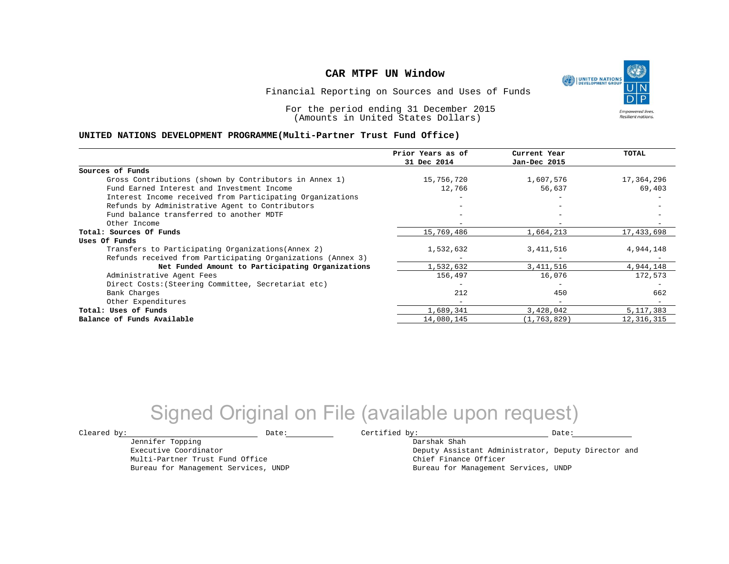# CAR MTPF UN Window

Financial Reporting on Sources and Uses of Funds

For the period ending 31 December 2015
(Amounts in United States Dollars)

## UNITED NATIONS DEVELOPMENT PROGRAMME(Multi-Partner Trust Fund Office)

| | Prior Years as of 31 Dec 2014 | Current Year Jan-Dec 2015 | TOTAL |
|---|---|---|---|
| **Sources of Funds** | | | |
| Gross Contributions (shown by Contributors in Annex 1) | 15,756,720 | 1,607,576 | 17,364,296 |
| Fund Earned Interest and Investment Income | 12,766 | 56,637 | 69,403 |
| Interest Income received from Participating Organizations | - | - | - |
| Refunds by Administrative Agent to Contributors | - | - | - |
| Fund balance transferred to another MDTF | - | - | - |
| Other Income | - | - | - |
| **Total: Sources Of Funds** | 15,769,486 | 1,664,213 | 17,433,698 |
| **Uses Of Funds** | | | |
| Transfers to Participating Organizations(Annex 2) | 1,532,632 | 3,411,516 | 4,944,148 |
| Refunds received from Participating Organizations (Annex 3) | - | - | - |
| **Net Funded Amount to Participating Organizations** | 1,532,632 | 3,411,516 | 4,944,148 |
| Administrative Agent Fees | 156,497 | 16,076 | 172,573 |
| Direct Costs:(Steering Committee, Secretariat etc) | - | - | - |
| Bank Charges | 212 | 450 | 662 |
| Other Expenditures | - | - | - |
| **Total: Uses of Funds** | 1,689,341 | 3,428,042 | 5,117,383 |
| **Balance of Funds Available** | 14,080,145 | (1,763,829) | 12,316,315 |

Signed Original on File (available upon request)

Cleared by: ____________________ Date: __________

Jennifer Topping
Executive Coordinator
Multi-Partner Trust Fund Office
Bureau for Management Services, UNDP

Certified by: ____________________ Date: __________

Darshak Shah
Deputy Assistant Administrator, Deputy Director and Chief Finance Officer
Bureau for Management Services, UNDP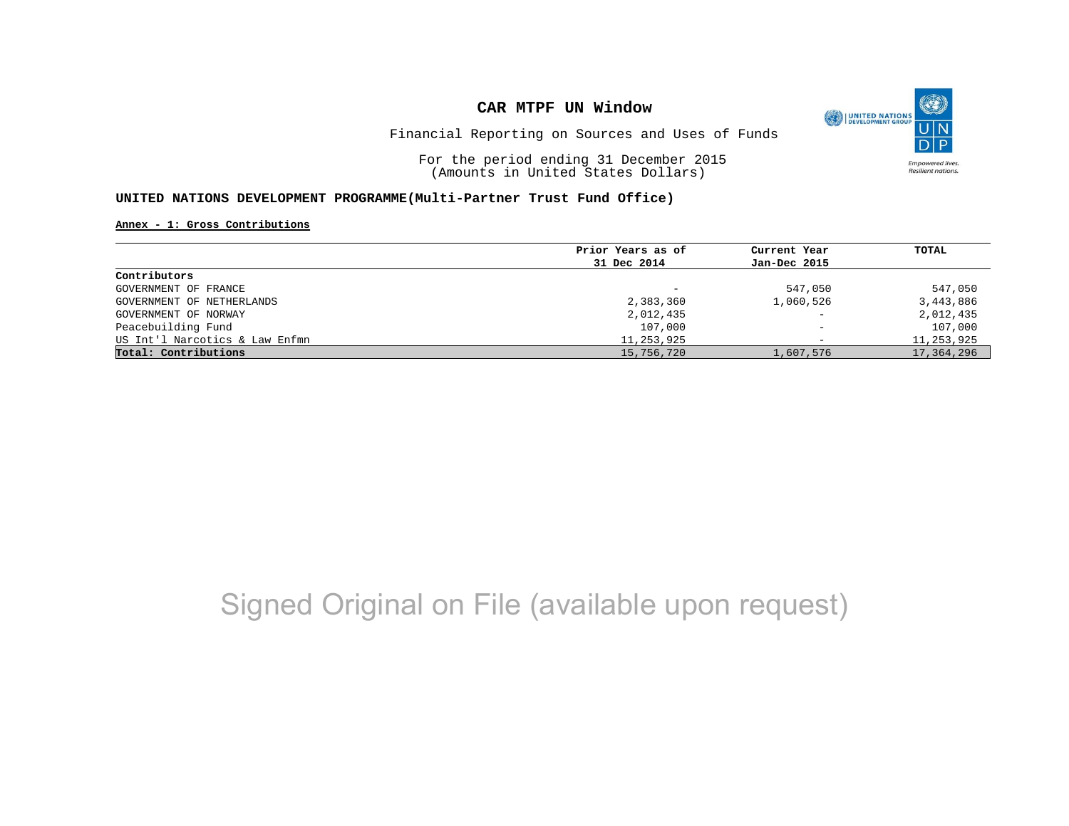# CAR MTPF UN Window

Financial Reporting on Sources and Uses of Funds

For the period ending 31 December 2015
(Amounts in United States Dollars)

## UNITED NATIONS DEVELOPMENT PROGRAMME(Multi-Partner Trust Fund Office)

**Annex - 1: Gross Contributions**

| | Prior Years as of 31 Dec 2014 | Current Year Jan-Dec 2015 | TOTAL |
|---|---|---|---|
| **Contributors** | | | |
| GOVERNMENT OF FRANCE | - | 547,050 | 547,050 |
| GOVERNMENT OF NETHERLANDS | 2,383,360 | 1,060,526 | 3,443,886 |
| GOVERNMENT OF NORWAY | 2,012,435 | - | 2,012,435 |
| Peacebuilding Fund | 107,000 | - | 107,000 |
| US Int'l Narcotics & Law Enfmn | 11,253,925 | - | 11,253,925 |
| **Total: Contributions** | 15,756,720 | 1,607,576 | 17,364,296 |

Signed Original on File (available upon request)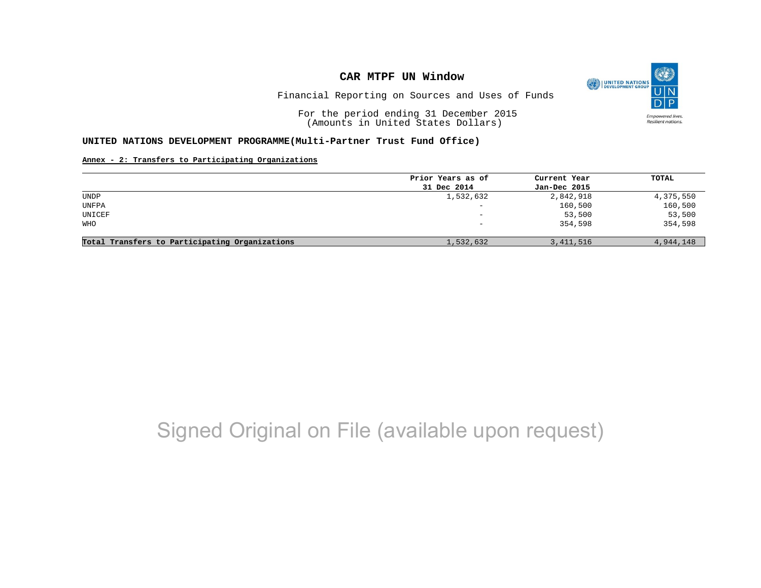# CAR MTPF UN Window

Financial Reporting on Sources and Uses of Funds

For the period ending 31 December 2015
(Amounts in United States Dollars)

**UNITED NATIONS DEVELOPMENT PROGRAMME(Multi-Partner Trust Fund Office)**

**Annex - 2: Transfers to Participating Organizations**

| | Prior Years as of 31 Dec 2014 | Current Year Jan-Dec 2015 | TOTAL |
|---|---|---|---|
| UNDP | 1,532,632 | 2,842,918 | 4,375,550 |
| UNFPA | - | 160,500 | 160,500 |
| UNICEF | - | 53,500 | 53,500 |
| WHO | - | 354,598 | 354,598 |
| **Total Transfers to Participating Organizations** | 1,532,632 | 3,411,516 | 4,944,148 |

Signed Original on File (available upon request)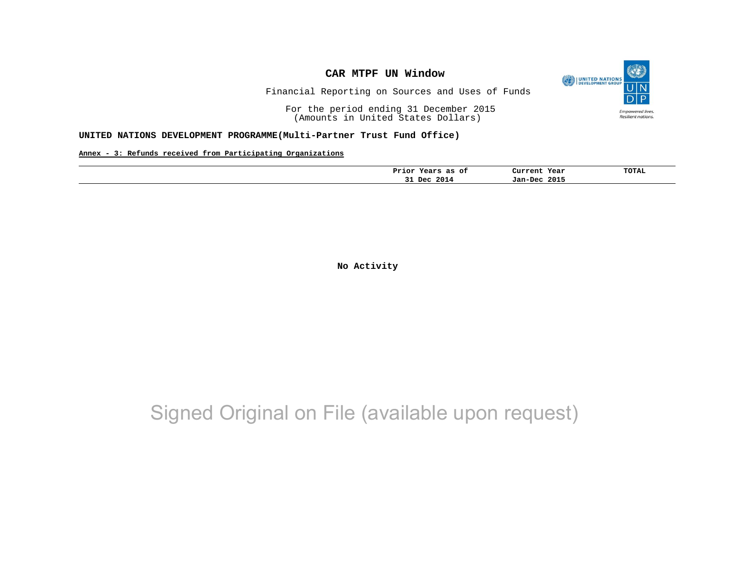# CAR MTPF UN Window

Financial Reporting on Sources and Uses of Funds

For the period ending 31 December 2015
(Amounts in United States Dollars)

**UNITED NATIONS DEVELOPMENT PROGRAMME(Multi-Partner Trust Fund Office)**

**Annex - 3: Refunds received from Participating Organizations**

| | Prior Years as of 31 Dec 2014 | Current Year Jan-Dec 2015 | TOTAL |
|---|---|---|---|

**No Activity**

Signed Original on File (available upon request)